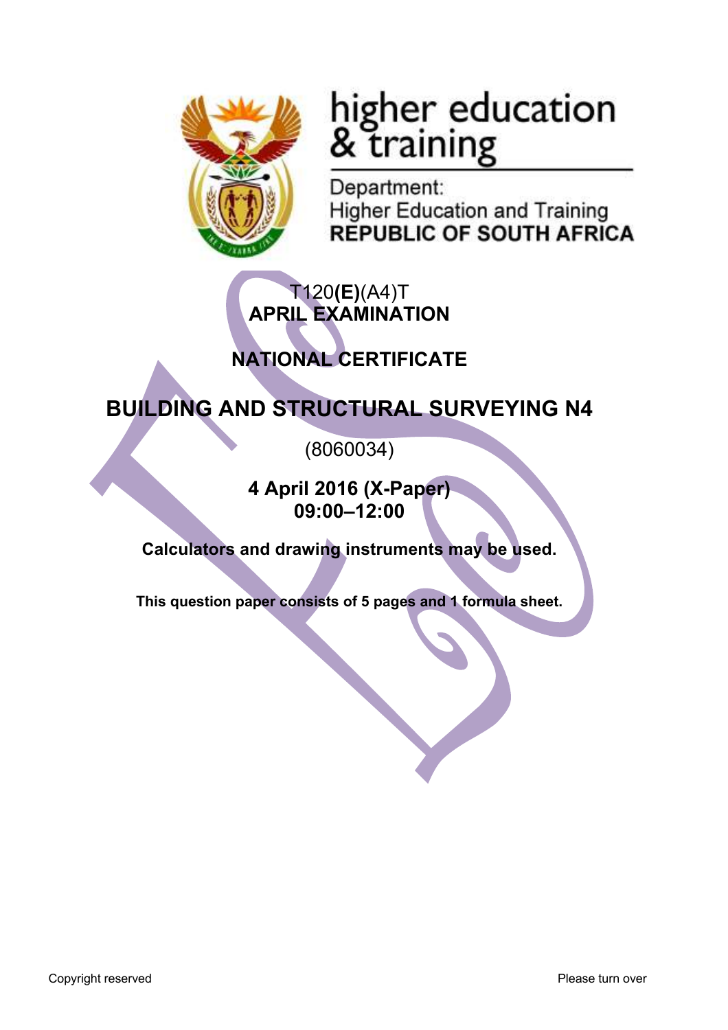higher education
& training

Department:
Higher Education and Training
**REPUBLIC OF SOUTH AFRICA**

T120**(E)**(A4)T
**APRIL EXAMINATION**

**NATIONAL CERTIFICATE**

# BUILDING AND STRUCTURAL SURVEYING N4

(8060034)

**4 April 2016 (X-Paper)**
**09:00–12:00**

**Calculators and drawing instruments may be used.**

**This question paper consists of 5 pages and 1 formula sheet.**

Copyright reserved

Please turn over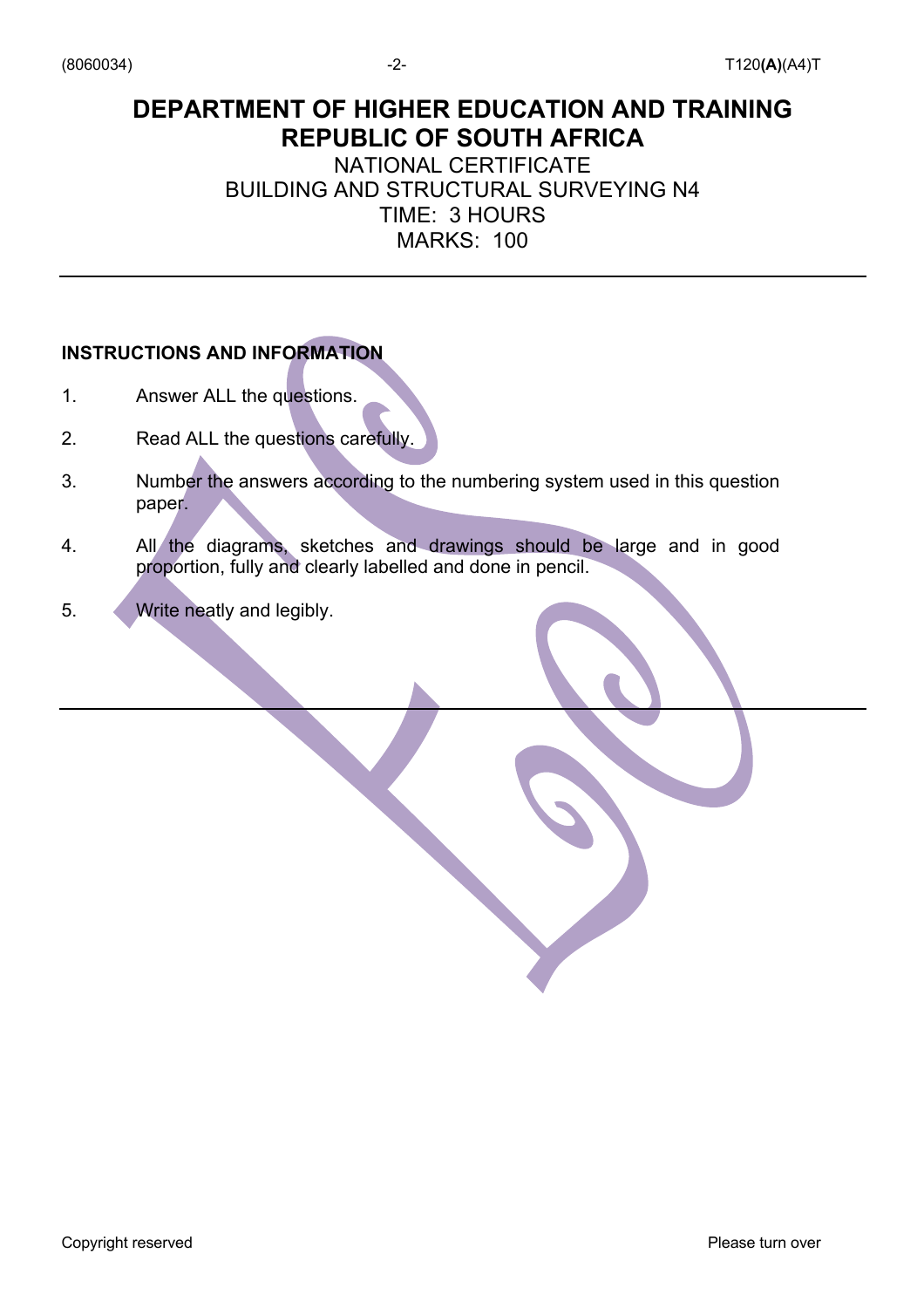# DEPARTMENT OF HIGHER EDUCATION AND TRAINING
# REPUBLIC OF SOUTH AFRICA

NATIONAL CERTIFICATE
BUILDING AND STRUCTURAL SURVEYING N4
TIME: 3 HOURS
MARKS: 100

---

**INSTRUCTIONS AND INFORMATION**

1. Answer ALL the questions.

2. Read ALL the questions carefully.

3. Number the answers according to the numbering system used in this question paper.

4. All the diagrams, sketches and drawings should be large and in good proportion, fully and clearly labelled and done in pencil.

5. Write neatly and legibly.

---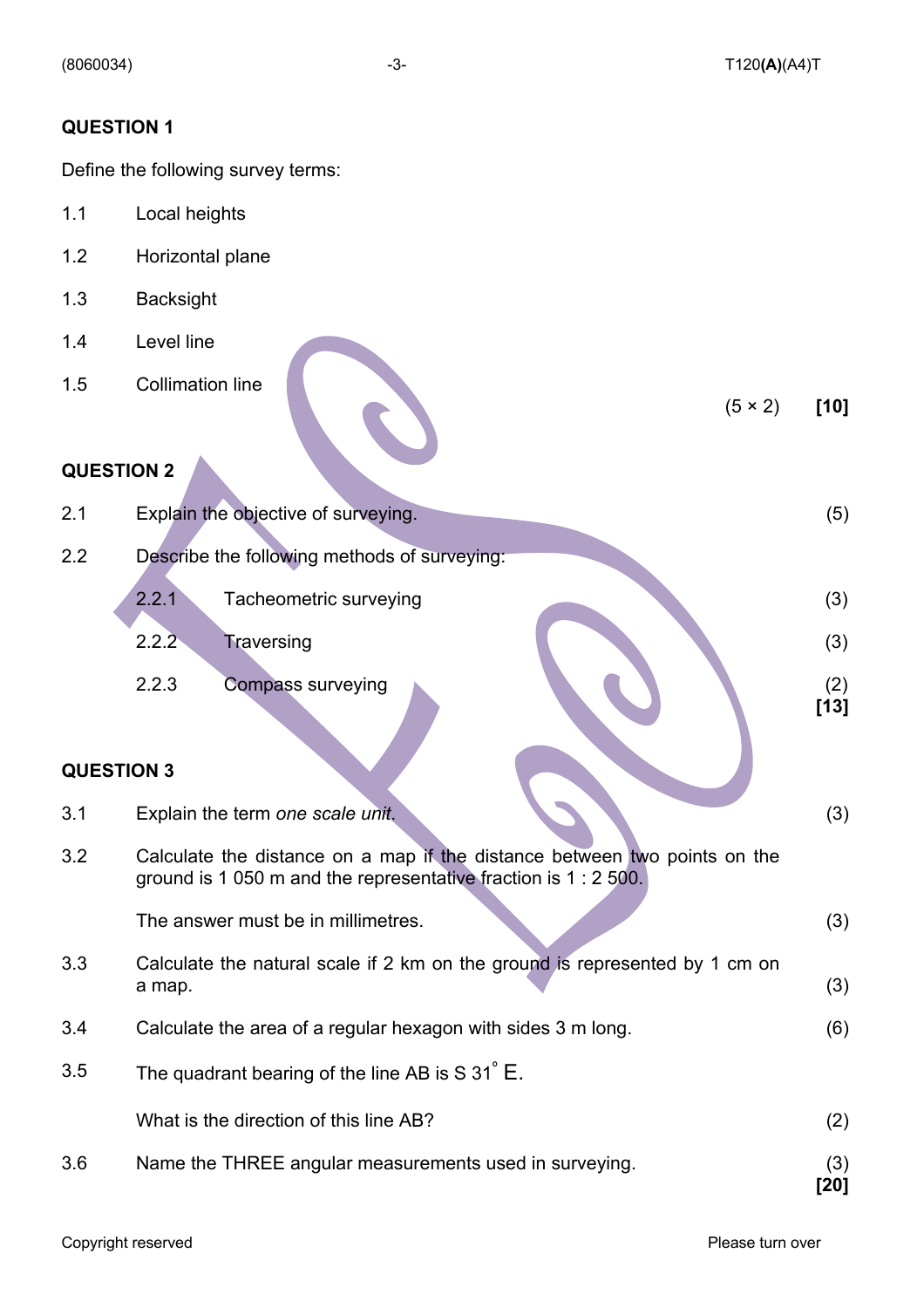## QUESTION 1

Define the following survey terms:

1.1 Local heights

1.2 Horizontal plane

1.3 Backsight

1.4 Level line

1.5 Collimation line

(5 × 2) **[10]**

## QUESTION 2

2.1 Explain the objective of surveying. (5)

2.2 Describe the following methods of surveying:

- 2.2.1 Tacheometric surveying (3)
- 2.2.2 Traversing (3)
- 2.2.3 Compass surveying (2)

**[13]**

## QUESTION 3

3.1 Explain the term *one scale unit*. (3)

3.2 Calculate the distance on a map if the distance between two points on the ground is 1 050 m and the representative fraction is 1 : 2 500.

The answer must be in millimetres. (3)

3.3 Calculate the natural scale if 2 km on the ground is represented by 1 cm on a map. (3)

3.4 Calculate the area of a regular hexagon with sides 3 m long. (6)

3.5 The quadrant bearing of the line AB is S 31° E.

What is the direction of this line AB? (2)

3.6 Name the THREE angular measurements used in surveying. (3)

**[20]**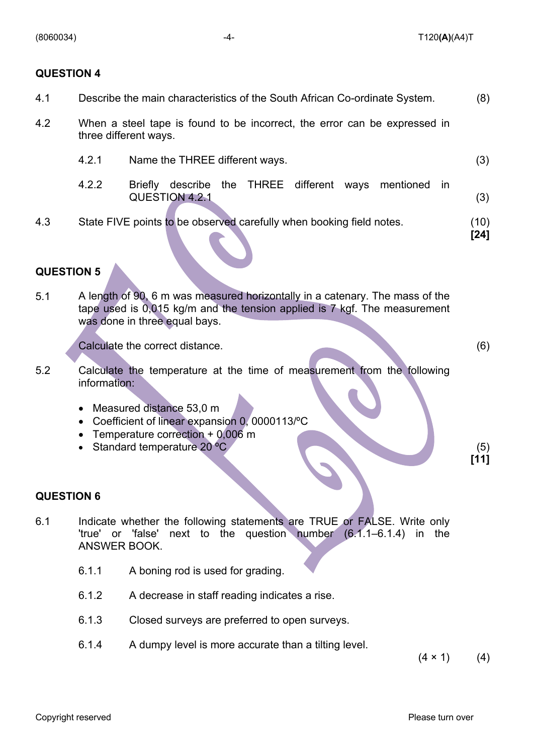## QUESTION 4

4.1 Describe the main characteristics of the South African Co-ordinate System. (8)

4.2 When a steel tape is found to be incorrect, the error can be expressed in three different ways.

4.2.1 Name the THREE different ways. (3)

4.2.2 Briefly describe the THREE different ways mentioned in QUESTION 4.2.1 (3)

4.3 State FIVE points to be observed carefully when booking field notes. (10)
**[24]**

## QUESTION 5

5.1 A length of 90, 6 m was measured horizontally in a catenary. The mass of the tape used is 0,015 kg/m and the tension applied is 7 kgf. The measurement was done in three equal bays.

Calculate the correct distance. (6)

5.2 Calculate the temperature at the time of measurement from the following information:

- Measured distance 53,0 m
- Coefficient of linear expansion 0, 0000113/ºC
- Temperature correction + 0,006 m
- Standard temperature 20 ºC

(5)
**[11]**

## QUESTION 6

6.1 Indicate whether the following statements are TRUE or FALSE. Write only 'true' or 'false' next to the question number (6.1.1–6.1.4) in the ANSWER BOOK.

6.1.1 A boning rod is used for grading.

6.1.2 A decrease in staff reading indicates a rise.

6.1.3 Closed surveys are preferred to open surveys.

6.1.4 A dumpy level is more accurate than a tilting level.

(4 × 1) (4)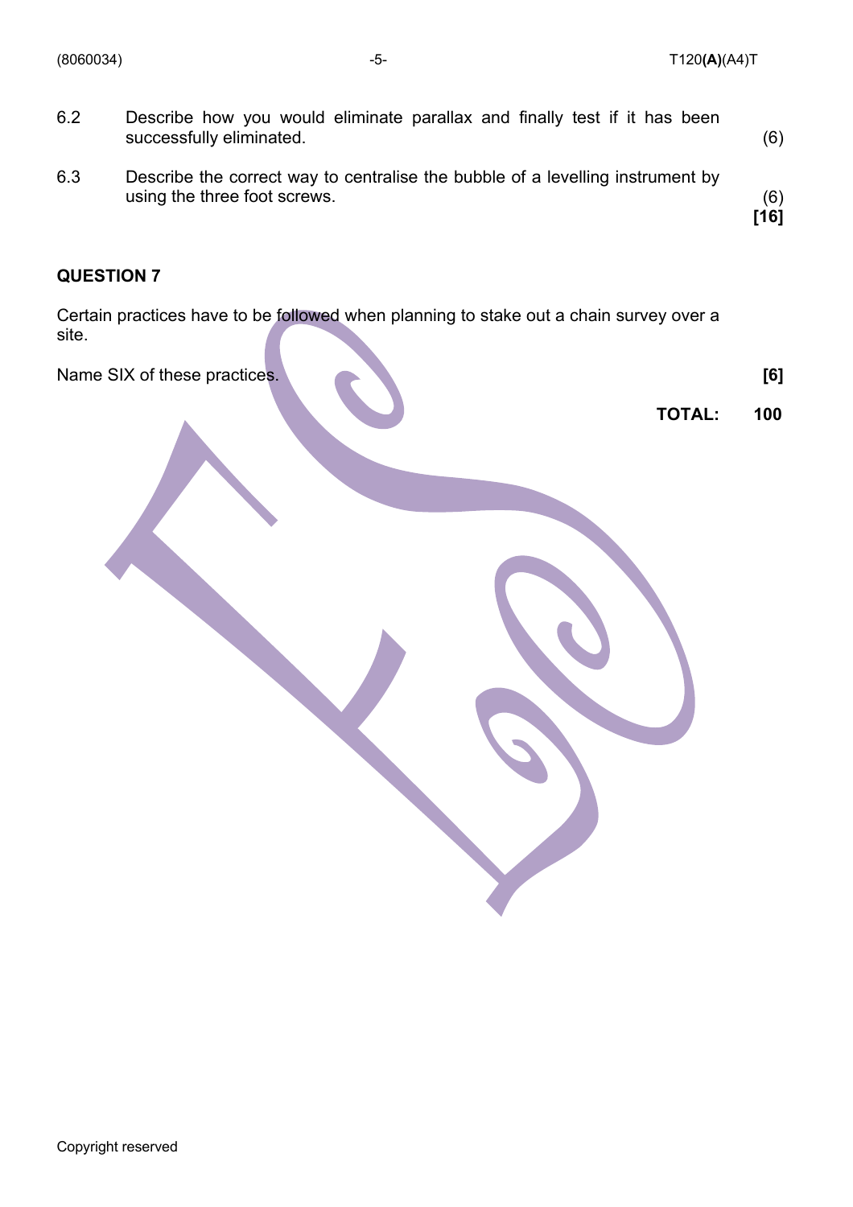6.2 Describe how you would eliminate parallax and finally test if it has been successfully eliminated. (6)

6.3 Describe the correct way to centralise the bubble of a levelling instrument by using the three foot screws. (6)
**[16]**

**QUESTION 7**

Certain practices have to be followed when planning to stake out a chain survey over a site.

Name SIX of these practices. **[6]**

**TOTAL: 100**

Copyright reserved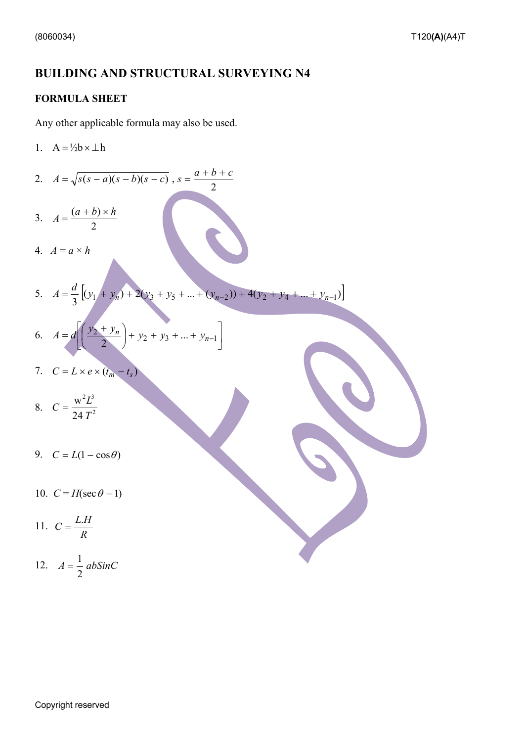# BUILDING AND STRUCTURAL SURVEYING N4

## FORMULA SHEET

Any other applicable formula may also be used.

1. $A = ½b \times \perp h$

2. $A = \sqrt{s(s-a)(s-b)(s-c)}$ , $s = \dfrac{a+b+c}{2}$

3. $A = \dfrac{(a+b) \times h}{2}$

4. $A = a \times h$

5. $A = \dfrac{d}{3}\left[(y_1 + y_n) + 2(y_3 + y_5 + ... + (y_{n-2})) + 4(y_2 + y_4 + ... + y_{n-1})\right]$

6. $A = d\left[\left(\dfrac{y_2 + y_n}{2}\right) + y_2 + y_3 + ... + y_{n-1}\right]$

7. $C = L \times e \times (t_m - t_s)$

8. $C = \dfrac{w^2 L^3}{24\, T^2}$

9. $C = L(1 - \cos\theta)$

10. $C = H(\sec\theta - 1)$

11. $C = \dfrac{L.H}{R}$

12. $A = \dfrac{1}{2}\, abSinC$